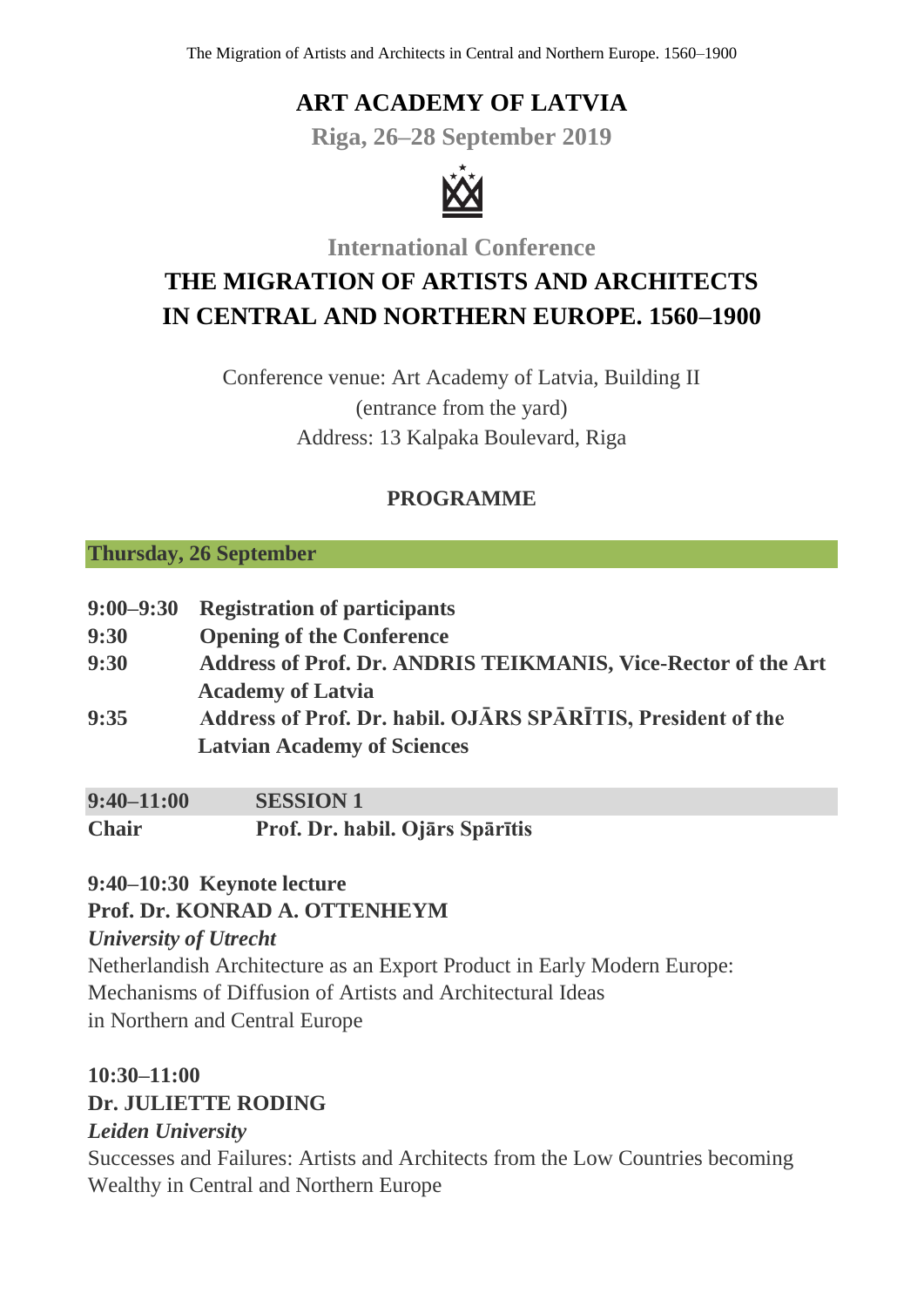# ART ACADEMY OF LATVIA

**Riga, 26–28 September 2019**

International Conference

## THE MIGRATION OF ARTISTS AND ARCHITECTS IN CENTRAL AND NORTHERN EUROPE. 1560–1900

Conference venue: Art Academy of Latvia, Building II
(entrance from the yard)
Address: 13 Kalpaka Boulevard, Riga

### PROGRAMME

**Thursday, 26 September**

**9:00–9:30** **Registration of participants**
**9:30** **Opening of the Conference**
**9:30** **Address of Prof. Dr. ANDRIS TEIKMANIS, Vice-Rector of the Art Academy of Latvia**
**9:35** **Address of Prof. Dr. habil. OJĀRS SPĀRĪTIS, President of the Latvian Academy of Sciences**

**9:40–11:00** **SESSION 1**
**Chair** **Prof. Dr. habil. Ojārs Spārītis**

**9:40–10:30 Keynote lecture**
**Prof. Dr. KONRAD A. OTTENHEYM**
***University of Utrecht***
Netherlandish Architecture as an Export Product in Early Modern Europe: Mechanisms of Diffusion of Artists and Architectural Ideas in Northern and Central Europe

**10:30–11:00**
**Dr. JULIETTE RODING**
***Leiden University***
Successes and Failures: Artists and Architects from the Low Countries becoming Wealthy in Central and Northern Europe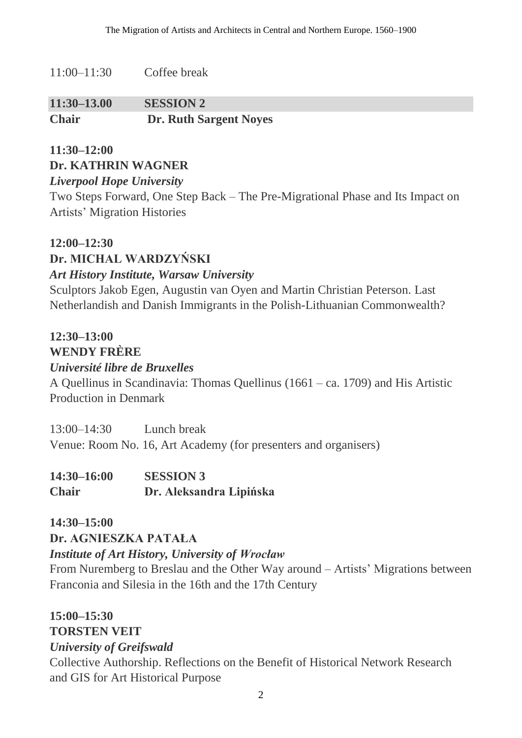11:00–11:30 Coffee break

**11:30–13.00 SESSION 2**

**Chair Dr. Ruth Sargent Noyes**

**11:30–12:00**

**Dr. KATHRIN WAGNER**

***Liverpool Hope University***

Two Steps Forward, One Step Back – The Pre-Migrational Phase and Its Impact on Artists' Migration Histories

**12:00–12:30**

**Dr. MICHAL WARDZYŃSKI**

***Art History Institute, Warsaw University***

Sculptors Jakob Egen, Augustin van Oyen and Martin Christian Peterson. Last Netherlandish and Danish Immigrants in the Polish-Lithuanian Commonwealth?

**12:30–13:00**

**WENDY FRÈRE**

***Université libre de Bruxelles***

A Quellinus in Scandinavia: Thomas Quellinus (1661 – ca. 1709) and His Artistic Production in Denmark

13:00–14:30 Lunch break

Venue: Room No. 16, Art Academy (for presenters and organisers)

**14:30–16:00 SESSION 3**

**Chair Dr. Aleksandra Lipińska**

**14:30–15:00**

**Dr. AGNIESZKA PATAŁA**

***Institute of Art History, University of Wrocław***

From Nuremberg to Breslau and the Other Way around – Artists' Migrations between Franconia and Silesia in the 16th and the 17th Century

**15:00–15:30**

**TORSTEN VEIT**

***University of Greifswald***

Collective Authorship. Reflections on the Benefit of Historical Network Research and GIS for Art Historical Purpose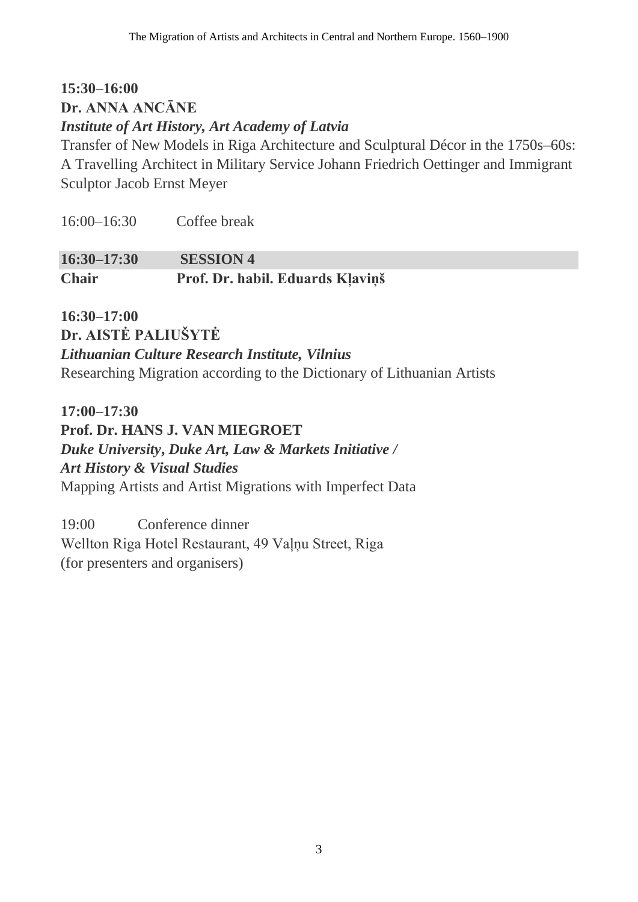**15:30–16:00**
**Dr. ANNA ANCĀNE**
***Institute of Art History, Art Academy of Latvia***
Transfer of New Models in Riga Architecture and Sculptural Décor in the 1750s–60s: A Travelling Architect in Military Service Johann Friedrich Oettinger and Immigrant Sculptor Jacob Ernst Meyer

16:00–16:30 Coffee break

| **16:30–17:30** | **SESSION 4** |
| --- | --- |
| **Chair** | **Prof. Dr. habil. Eduards Kļaviņš** |

**16:30–17:00**
**Dr. AISTĖ PALIUŠYTĖ**
***Lithuanian Culture Research Institute, Vilnius***
Researching Migration according to the Dictionary of Lithuanian Artists

**17:00–17:30**
**Prof. Dr. HANS J. VAN MIEGROET**
***Duke University, Duke Art, Law & Markets Initiative / Art History & Visual Studies***
Mapping Artists and Artist Migrations with Imperfect Data

19:00 Conference dinner
Wellton Riga Hotel Restaurant, 49 Vaļņu Street, Riga
(for presenters and organisers)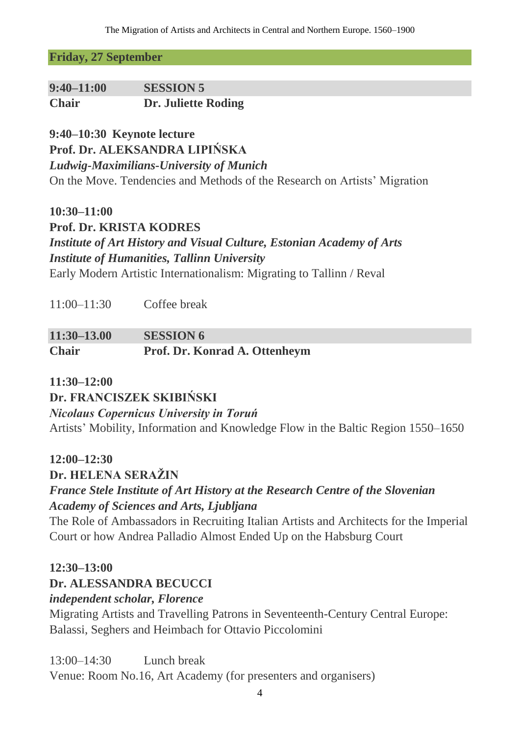## Friday, 27 September

| **9:40–11:00** | **SESSION 5** |
|---|---|
| **Chair** | **Dr. Juliette Roding** |

**9:40–10:30 Keynote lecture**
**Prof. Dr. ALEKSANDRA LIPIŃSKA**
***Ludwig-Maximilians-University of Munich***
On the Move. Tendencies and Methods of the Research on Artists' Migration

**10:30–11:00**
**Prof. Dr. KRISTA KODRES**
***Institute of Art History and Visual Culture, Estonian Academy of Arts***
***Institute of Humanities, Tallinn University***
Early Modern Artistic Internationalism: Migrating to Tallinn / Reval

11:00–11:30 Coffee break

| **11:30–13.00** | **SESSION 6** |
|---|---|
| **Chair** | **Prof. Dr. Konrad A. Ottenheym** |

**11:30–12:00**
**Dr. FRANCISZEK SKIBIŃSKI**
***Nicolaus Copernicus University in Toruń***
Artists' Mobility, Information and Knowledge Flow in the Baltic Region 1550–1650

**12:00–12:30**
**Dr. HELENA SERAŽIN**
***France Stele Institute of Art History at the Research Centre of the Slovenian Academy of Sciences and Arts, Ljubljana***
The Role of Ambassadors in Recruiting Italian Artists and Architects for the Imperial Court or how Andrea Palladio Almost Ended Up on the Habsburg Court

**12:30–13:00**
**Dr. ALESSANDRA BECUCCI**
***independent scholar, Florence***
Migrating Artists and Travelling Patrons in Seventeenth-Century Central Europe: Balassi, Seghers and Heimbach for Ottavio Piccolomini

13:00–14:30 Lunch break
Venue: Room No.16, Art Academy (for presenters and organisers)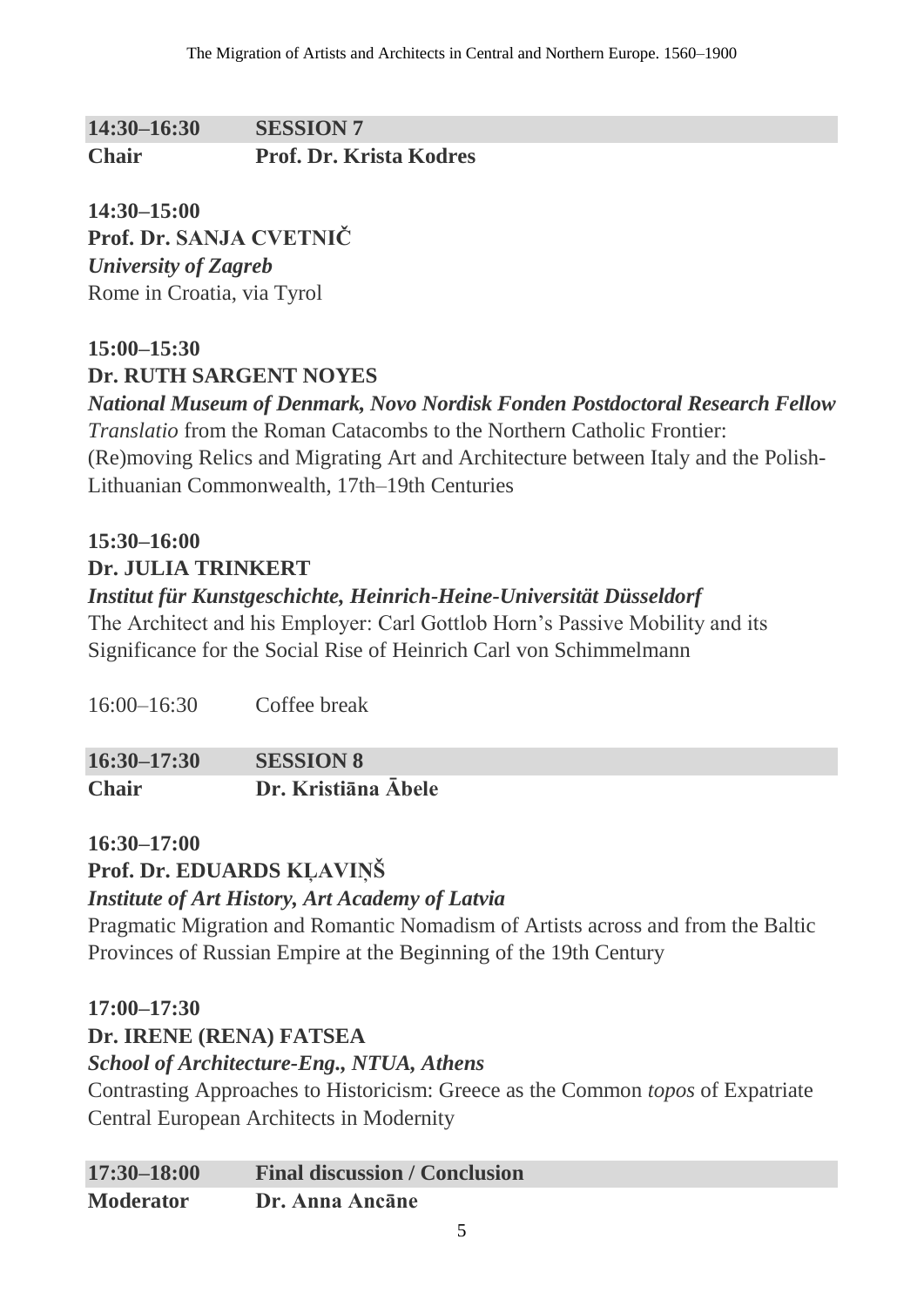**14:30–16:30 SESSION 7**

**Chair Prof. Dr. Krista Kodres**

**14:30–15:00**
**Prof. Dr. SANJA CVETNIČ**
***University of Zagreb***
Rome in Croatia, via Tyrol

**15:00–15:30**
**Dr. RUTH SARGENT NOYES**
***National Museum of Denmark, Novo Nordisk Fonden Postdoctoral Research Fellow***
*Translatio* from the Roman Catacombs to the Northern Catholic Frontier: (Re)moving Relics and Migrating Art and Architecture between Italy and the Polish-Lithuanian Commonwealth, 17th–19th Centuries

**15:30–16:00**
**Dr. JULIA TRINKERT**
***Institut für Kunstgeschichte, Heinrich-Heine-Universität Düsseldorf***
The Architect and his Employer: Carl Gottlob Horn's Passive Mobility and its Significance for the Social Rise of Heinrich Carl von Schimmelmann

16:00–16:30 Coffee break

**16:30–17:30 SESSION 8**

**Chair Dr. Kristiāna Ābele**

**16:30–17:00**
**Prof. Dr. EDUARDS KĻAVIŅŠ**
***Institute of Art History, Art Academy of Latvia***
Pragmatic Migration and Romantic Nomadism of Artists across and from the Baltic Provinces of Russian Empire at the Beginning of the 19th Century

**17:00–17:30**
**Dr. IRENE (RENA) FATSEA**
***School of Architecture-Eng., NTUA, Athens***
Contrasting Approaches to Historicism: Greece as the Common *topos* of Expatriate Central European Architects in Modernity

**17:30–18:00 Final discussion / Conclusion**

**Moderator Dr. Anna Ancāne**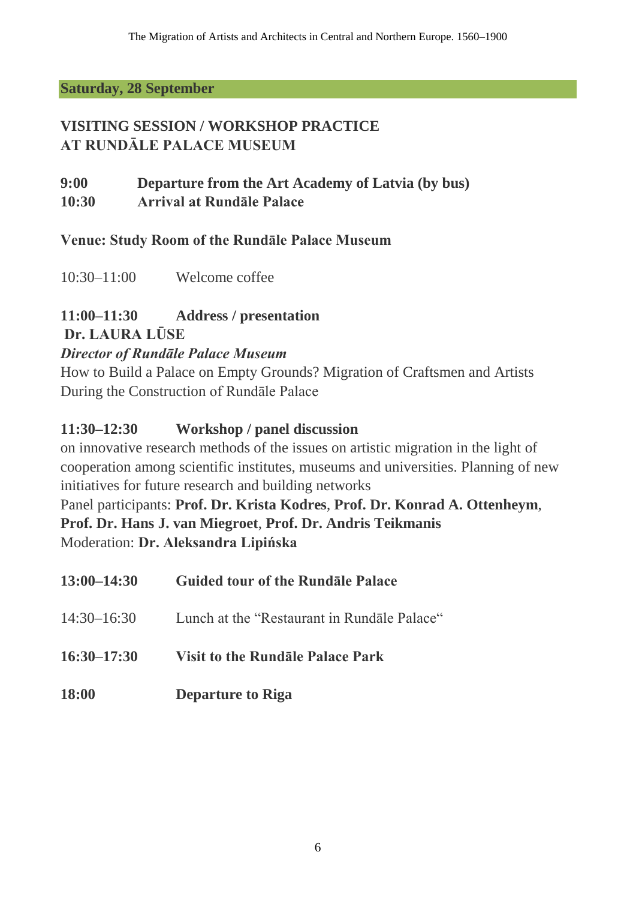## Saturday, 28 September

### VISITING SESSION / WORKSHOP PRACTICE AT RUNDĀLE PALACE MUSEUM

**9:00 Departure from the Art Academy of Latvia (by bus)**
**10:30 Arrival at Rundāle Palace**

**Venue: Study Room of the Rundāle Palace Museum**

10:30–11:00 Welcome coffee

**11:00–11:30 Address / presentation**
**Dr. LAURA LŪSE**
***Director of Rundāle Palace Museum***
How to Build a Palace on Empty Grounds? Migration of Craftsmen and Artists During the Construction of Rundāle Palace

**11:30–12:30 Workshop / panel discussion**
on innovative research methods of the issues on artistic migration in the light of cooperation among scientific institutes, museums and universities. Planning of new initiatives for future research and building networks
Panel participants: **Prof. Dr. Krista Kodres**, **Prof. Dr. Konrad A. Ottenheym**, **Prof. Dr. Hans J. van Miegroet**, **Prof. Dr. Andris Teikmanis**
Moderation: **Dr. Aleksandra Lipińska**

**13:00–14:30 Guided tour of the Rundāle Palace**

14:30–16:30 Lunch at the "Restaurant in Rundāle Palace"

**16:30–17:30 Visit to the Rundāle Palace Park**

**18:00 Departure to Riga**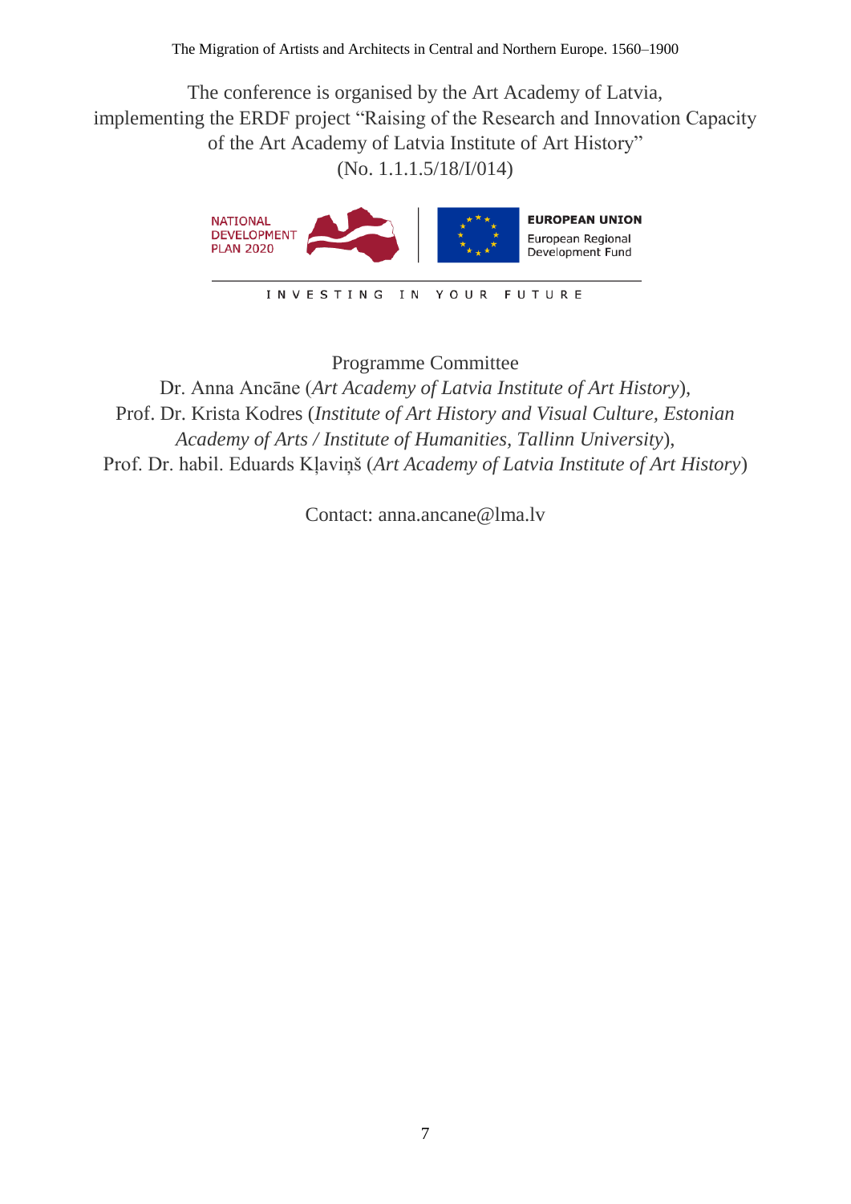The conference is organised by the Art Academy of Latvia, implementing the ERDF project "Raising of the Research and Innovation Capacity of the Art Academy of Latvia Institute of Art History" (No. 1.1.1.5/18/I/014)

NATIONAL DEVELOPMENT PLAN 2020

**EUROPEAN UNION**
European Regional Development Fund

INVESTING IN YOUR FUTURE

Programme Committee

Dr. Anna Ancāne (*Art Academy of Latvia Institute of Art History*),
Prof. Dr. Krista Kodres (*Institute of Art History and Visual Culture, Estonian Academy of Arts / Institute of Humanities, Tallinn University*),
Prof. Dr. habil. Eduards Kļaviņš (*Art Academy of Latvia Institute of Art History*)

Contact: anna.ancane@lma.lv